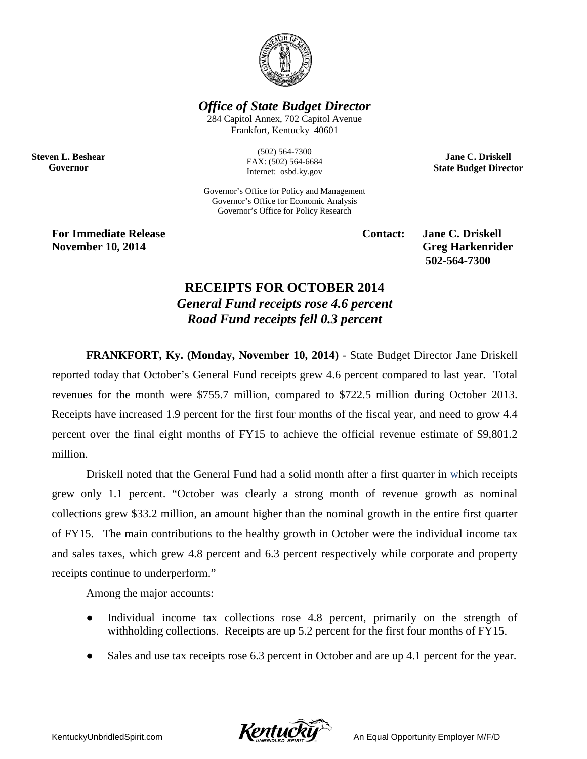*Office of State Budget Director*

284 Capitol Annex, 702 Capitol Avenue
Frankfort, Kentucky 40601

(502) 564-7300
FAX: (502) 564-6684
Internet: osbd.ky.gov

**Steven L. Beshear**
**Governor**

**Jane C. Driskell**
**State Budget Director**

Governor's Office for Policy and Management
Governor's Office for Economic Analysis
Governor's Office for Policy Research

**For Immediate Release**
**November 10, 2014**

**Contact: Jane C. Driskell**
**Greg Harkenrider**
**502-564-7300**

# RECEIPTS FOR OCTOBER 2014

## *General Fund receipts rose 4.6 percent*
## *Road Fund receipts fell 0.3 percent*

**FRANKFORT, Ky. (Monday, November 10, 2014)** - State Budget Director Jane Driskell reported today that October's General Fund receipts grew 4.6 percent compared to last year. Total revenues for the month were $755.7 million, compared to $722.5 million during October 2013. Receipts have increased 1.9 percent for the first four months of the fiscal year, and need to grow 4.4 percent over the final eight months of FY15 to achieve the official revenue estimate of $9,801.2 million.

Driskell noted that the General Fund had a solid month after a first quarter in which receipts grew only 1.1 percent. "October was clearly a strong month of revenue growth as nominal collections grew $33.2 million, an amount higher than the nominal growth in the entire first quarter of FY15. The main contributions to the healthy growth in October were the individual income tax and sales taxes, which grew 4.8 percent and 6.3 percent respectively while corporate and property receipts continue to underperform."

Among the major accounts:

- Individual income tax collections rose 4.8 percent, primarily on the strength of withholding collections. Receipts are up 5.2 percent for the first four months of FY15.
- Sales and use tax receipts rose 6.3 percent in October and are up 4.1 percent for the year.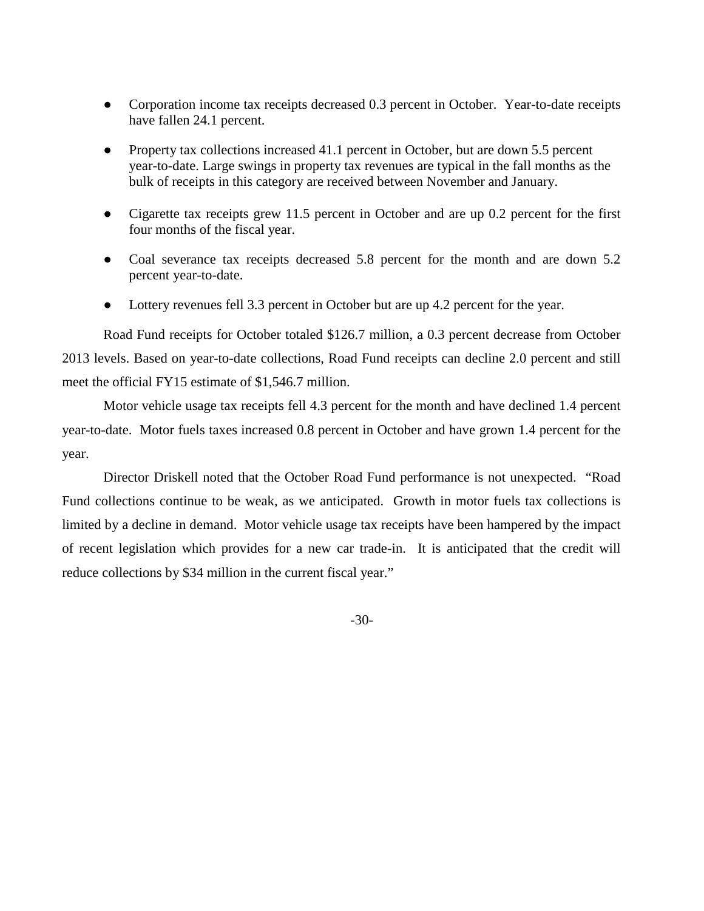- Corporation income tax receipts decreased 0.3 percent in October. Year-to-date receipts have fallen 24.1 percent.
- Property tax collections increased 41.1 percent in October, but are down 5.5 percent year-to-date. Large swings in property tax revenues are typical in the fall months as the bulk of receipts in this category are received between November and January.
- Cigarette tax receipts grew 11.5 percent in October and are up 0.2 percent for the first four months of the fiscal year.
- Coal severance tax receipts decreased 5.8 percent for the month and are down 5.2 percent year-to-date.
- Lottery revenues fell 3.3 percent in October but are up 4.2 percent for the year.

Road Fund receipts for October totaled $126.7 million, a 0.3 percent decrease from October 2013 levels. Based on year-to-date collections, Road Fund receipts can decline 2.0 percent and still meet the official FY15 estimate of $1,546.7 million.

Motor vehicle usage tax receipts fell 4.3 percent for the month and have declined 1.4 percent year-to-date. Motor fuels taxes increased 0.8 percent in October and have grown 1.4 percent for the year.

Director Driskell noted that the October Road Fund performance is not unexpected. "Road Fund collections continue to be weak, as we anticipated. Growth in motor fuels tax collections is limited by a decline in demand. Motor vehicle usage tax receipts have been hampered by the impact of recent legislation which provides for a new car trade-in. It is anticipated that the credit will reduce collections by $34 million in the current fiscal year."

-30-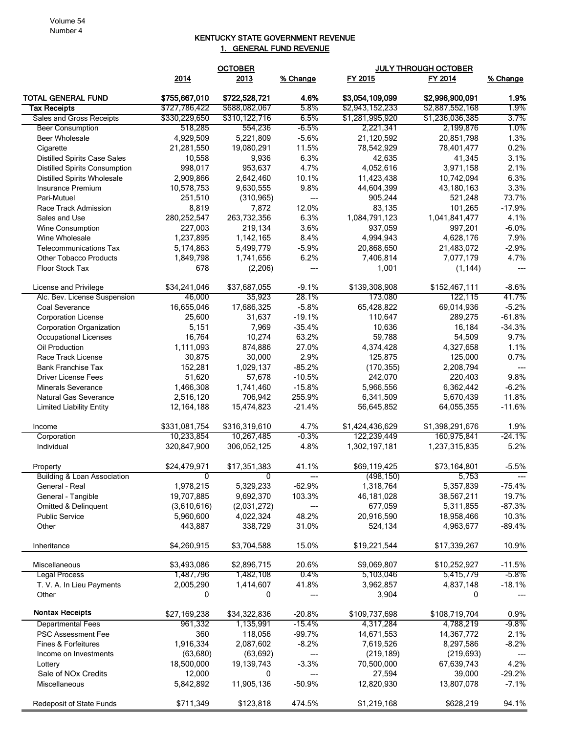# KENTUCKY STATE GOVERNMENT REVENUE

## 1. GENERAL FUND REVENUE

| | OCTOBER | | | JULY THROUGH OCTOBER | | |
|---|---|---|---|---|---|---|
| | 2014 | 2013 | % Change | FY 2015 | FY 2014 | % Change |
| **TOTAL GENERAL FUND** | **$755,667,010** | **$722,528,721** | **4.6%** | **$3,054,109,099** | **$2,996,900,091** | **1.9%** |
| **Tax Receipts** | $727,786,422 | $688,082,067 | 5.8% | $2,943,152,233 | $2,887,552,168 | 1.9% |
| Sales and Gross Receipts | $330,229,650 | $310,122,716 | 6.5% | $1,281,995,920 | $1,236,036,385 | 3.7% |
| Beer Consumption | 518,285 | 554,236 | -6.5% | 2,221,341 | 2,199,876 | 1.0% |
| Beer Wholesale | 4,929,509 | 5,221,809 | -5.6% | 21,120,592 | 20,851,798 | 1.3% |
| Cigarette | 21,281,550 | 19,080,291 | 11.5% | 78,542,929 | 78,401,477 | 0.2% |
| Distilled Spirits Case Sales | 10,558 | 9,936 | 6.3% | 42,635 | 41,345 | 3.1% |
| Distilled Spirits Consumption | 998,017 | 953,637 | 4.7% | 4,052,616 | 3,971,158 | 2.1% |
| Distilled Spirits Wholesale | 2,909,866 | 2,642,460 | 10.1% | 11,423,438 | 10,742,094 | 6.3% |
| Insurance Premium | 10,578,753 | 9,630,555 | 9.8% | 44,604,399 | 43,180,163 | 3.3% |
| Pari-Mutuel | 251,510 | (310,965) | --- | 905,244 | 521,248 | 73.7% |
| Race Track Admission | 8,819 | 7,872 | 12.0% | 83,135 | 101,265 | -17.9% |
| Sales and Use | 280,252,547 | 263,732,356 | 6.3% | 1,084,791,123 | 1,041,841,477 | 4.1% |
| Wine Consumption | 227,003 | 219,134 | 3.6% | 937,059 | 997,201 | -6.0% |
| Wine Wholesale | 1,237,895 | 1,142,165 | 8.4% | 4,994,943 | 4,628,176 | 7.9% |
| Telecommunications Tax | 5,174,863 | 5,499,779 | -5.9% | 20,868,650 | 21,483,072 | -2.9% |
| Other Tobacco Products | 1,849,798 | 1,741,656 | 6.2% | 7,406,814 | 7,077,179 | 4.7% |
| Floor Stock Tax | 678 | (2,206) | --- | 1,001 | (1,144) | --- |
| | | | | | | |
| License and Privilege | $34,241,046 | $37,687,055 | -9.1% | $139,308,908 | $152,467,111 | -8.6% |
| Alc. Bev. License Suspension | 46,000 | 35,923 | 28.1% | 173,080 | 122,115 | 41.7% |
| Coal Severance | 16,655,046 | 17,686,325 | -5.8% | 65,428,822 | 69,014,936 | -5.2% |
| Corporation License | 25,600 | 31,637 | -19.1% | 110,647 | 289,275 | -61.8% |
| Corporation Organization | 5,151 | 7,969 | -35.4% | 10,636 | 16,184 | -34.3% |
| Occupational Licenses | 16,764 | 10,274 | 63.2% | 59,788 | 54,509 | 9.7% |
| Oil Production | 1,111,093 | 874,886 | 27.0% | 4,374,428 | 4,327,658 | 1.1% |
| Race Track License | 30,875 | 30,000 | 2.9% | 125,875 | 125,000 | 0.7% |
| Bank Franchise Tax | 152,281 | 1,029,137 | -85.2% | (170,355) | 2,208,794 | --- |
| Driver License Fees | 51,620 | 57,678 | -10.5% | 242,070 | 220,403 | 9.8% |
| Minerals Severance | 1,466,308 | 1,741,460 | -15.8% | 5,966,556 | 6,362,442 | -6.2% |
| Natural Gas Severance | 2,516,120 | 706,942 | 255.9% | 6,341,509 | 5,670,439 | 11.8% |
| Limited Liability Entity | 12,164,188 | 15,474,823 | -21.4% | 56,645,852 | 64,055,355 | -11.6% |
| | | | | | | |
| Income | $331,081,754 | $316,319,610 | 4.7% | $1,424,436,629 | $1,398,291,676 | 1.9% |
| Corporation | 10,233,854 | 10,267,485 | -0.3% | 122,239,449 | 160,975,841 | -24.1% |
| Individual | 320,847,900 | 306,052,125 | 4.8% | 1,302,197,181 | 1,237,315,835 | 5.2% |
| | | | | | | |
| Property | $24,479,971 | $17,351,383 | 41.1% | $69,119,425 | $73,164,801 | -5.5% |
| Building & Loan Association | 0 | 0 | --- | (498,150) | 5,753 | --- |
| General - Real | 1,978,215 | 5,329,233 | -62.9% | 1,318,764 | 5,357,839 | -75.4% |
| General - Tangible | 19,707,885 | 9,692,370 | 103.3% | 46,181,028 | 38,567,211 | 19.7% |
| Omitted & Delinquent | (3,610,616) | (2,031,272) | --- | 677,059 | 5,311,855 | -87.3% |
| Public Service | 5,960,600 | 4,022,324 | 48.2% | 20,916,590 | 18,958,466 | 10.3% |
| Other | 443,887 | 338,729 | 31.0% | 524,134 | 4,963,677 | -89.4% |
| | | | | | | |
| Inheritance | $4,260,915 | $3,704,588 | 15.0% | $19,221,544 | $17,339,267 | 10.9% |
| | | | | | | |
| Miscellaneous | $3,493,086 | $2,896,715 | 20.6% | $9,069,807 | $10,252,927 | -11.5% |
| Legal Process | 1,487,796 | 1,482,108 | 0.4% | 5,103,046 | 5,415,779 | -5.8% |
| T. V. A. In Lieu Payments | 2,005,290 | 1,414,607 | 41.8% | 3,962,857 | 4,837,148 | -18.1% |
| Other | 0 | 0 | --- | 3,904 | 0 | --- |
| | | | | | | |
| **Nontax Receipts** | $27,169,238 | $34,322,836 | -20.8% | $109,737,698 | $108,719,704 | 0.9% |
| Departmental Fees | 961,332 | 1,135,991 | -15.4% | 4,317,284 | 4,788,219 | -9.8% |
| PSC Assessment Fee | 360 | 118,056 | -99.7% | 14,671,553 | 14,367,772 | 2.1% |
| Fines & Forfeitures | 1,916,334 | 2,087,602 | -8.2% | 7,619,526 | 8,297,586 | -8.2% |
| Income on Investments | (63,680) | (63,692) | --- | (219,189) | (219,693) | --- |
| Lottery | 18,500,000 | 19,139,743 | -3.3% | 70,500,000 | 67,639,743 | 4.2% |
| Sale of NOx Credits | 12,000 | 0 | --- | 27,594 | 39,000 | -29.2% |
| Miscellaneous | 5,842,892 | 11,905,136 | -50.9% | 12,820,930 | 13,807,078 | -7.1% |
| | | | | | | |
| Redeposit of State Funds | $711,349 | $123,818 | 474.5% | $1,219,168 | $628,219 | 94.1% |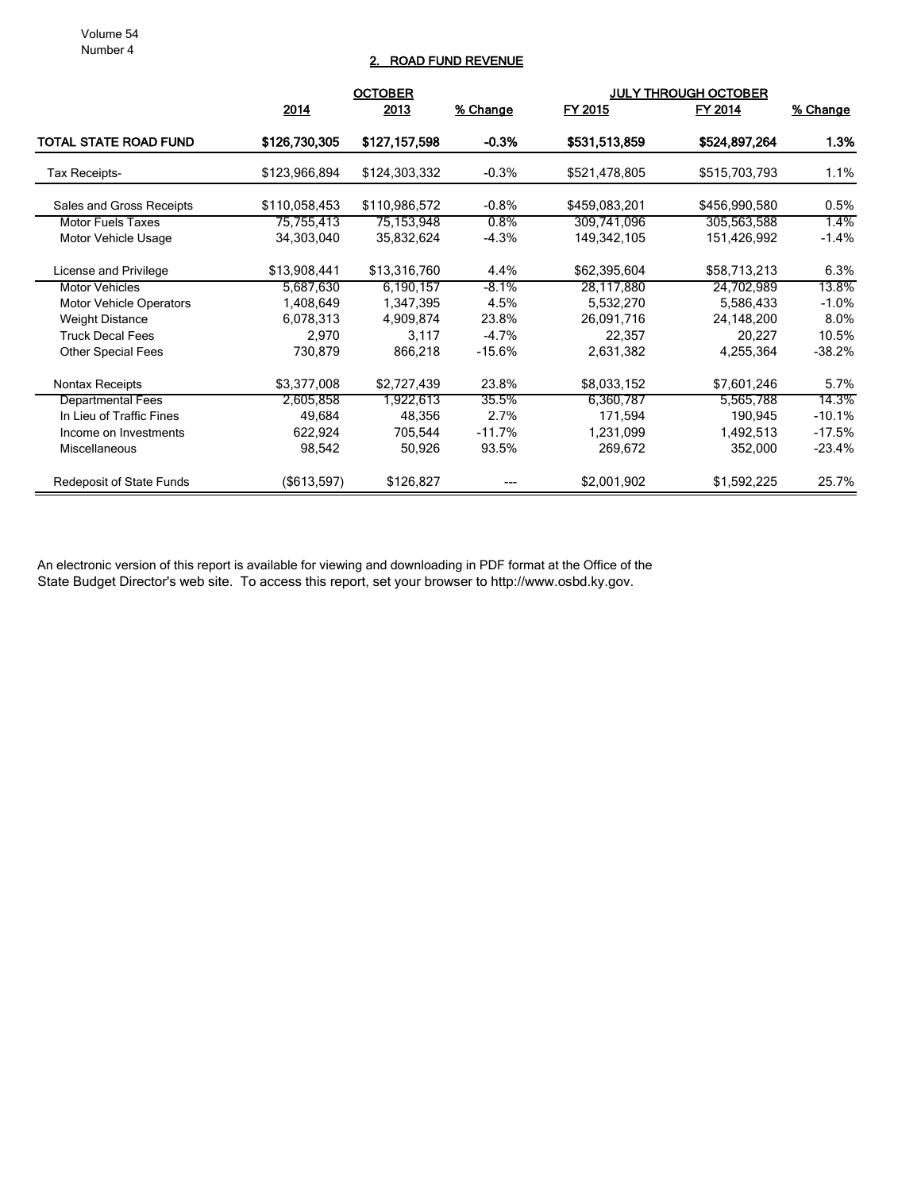## 2. ROAD FUND REVENUE

| | OCTOBER | | | JULY THROUGH OCTOBER | | |
|---|---|---|---|---|---|---|
| | 2014 | 2013 | % Change | FY 2015 | FY 2014 | % Change |
| **TOTAL STATE ROAD FUND** | **$126,730,305** | **$127,157,598** | **-0.3%** | **$531,513,859** | **$524,897,264** | **1.3%** |
| Tax Receipts- | $123,966,894 | $124,303,332 | -0.3% | $521,478,805 | $515,703,793 | 1.1% |
| Sales and Gross Receipts | $110,058,453 | $110,986,572 | -0.8% | $459,083,201 | $456,990,580 | 0.5% |
| Motor Fuels Taxes | 75,755,413 | 75,153,948 | 0.8% | 309,741,096 | 305,563,588 | 1.4% |
| Motor Vehicle Usage | 34,303,040 | 35,832,624 | -4.3% | 149,342,105 | 151,426,992 | -1.4% |
| License and Privilege | $13,908,441 | $13,316,760 | 4.4% | $62,395,604 | $58,713,213 | 6.3% |
| Motor Vehicles | 5,687,630 | 6,190,157 | -8.1% | 28,117,880 | 24,702,989 | 13.8% |
| Motor Vehicle Operators | 1,408,649 | 1,347,395 | 4.5% | 5,532,270 | 5,586,433 | -1.0% |
| Weight Distance | 6,078,313 | 4,909,874 | 23.8% | 26,091,716 | 24,148,200 | 8.0% |
| Truck Decal Fees | 2,970 | 3,117 | -4.7% | 22,357 | 20,227 | 10.5% |
| Other Special Fees | 730,879 | 866,218 | -15.6% | 2,631,382 | 4,255,364 | -38.2% |
| Nontax Receipts | $3,377,008 | $2,727,439 | 23.8% | $8,033,152 | $7,601,246 | 5.7% |
| Departmental Fees | 2,605,858 | 1,922,613 | 35.5% | 6,360,787 | 5,565,788 | 14.3% |
| In Lieu of Traffic Fines | 49,684 | 48,356 | 2.7% | 171,594 | 190,945 | -10.1% |
| Income on Investments | 622,924 | 705,544 | -11.7% | 1,231,099 | 1,492,513 | -17.5% |
| Miscellaneous | 98,542 | 50,926 | 93.5% | 269,672 | 352,000 | -23.4% |
| Redeposit of State Funds | ($613,597) | $126,827 | --- | $2,001,902 | $1,592,225 | 25.7% |

An electronic version of this report is available for viewing and downloading in PDF format at the Office of the State Budget Director's web site. To access this report, set your browser to http://www.osbd.ky.gov.